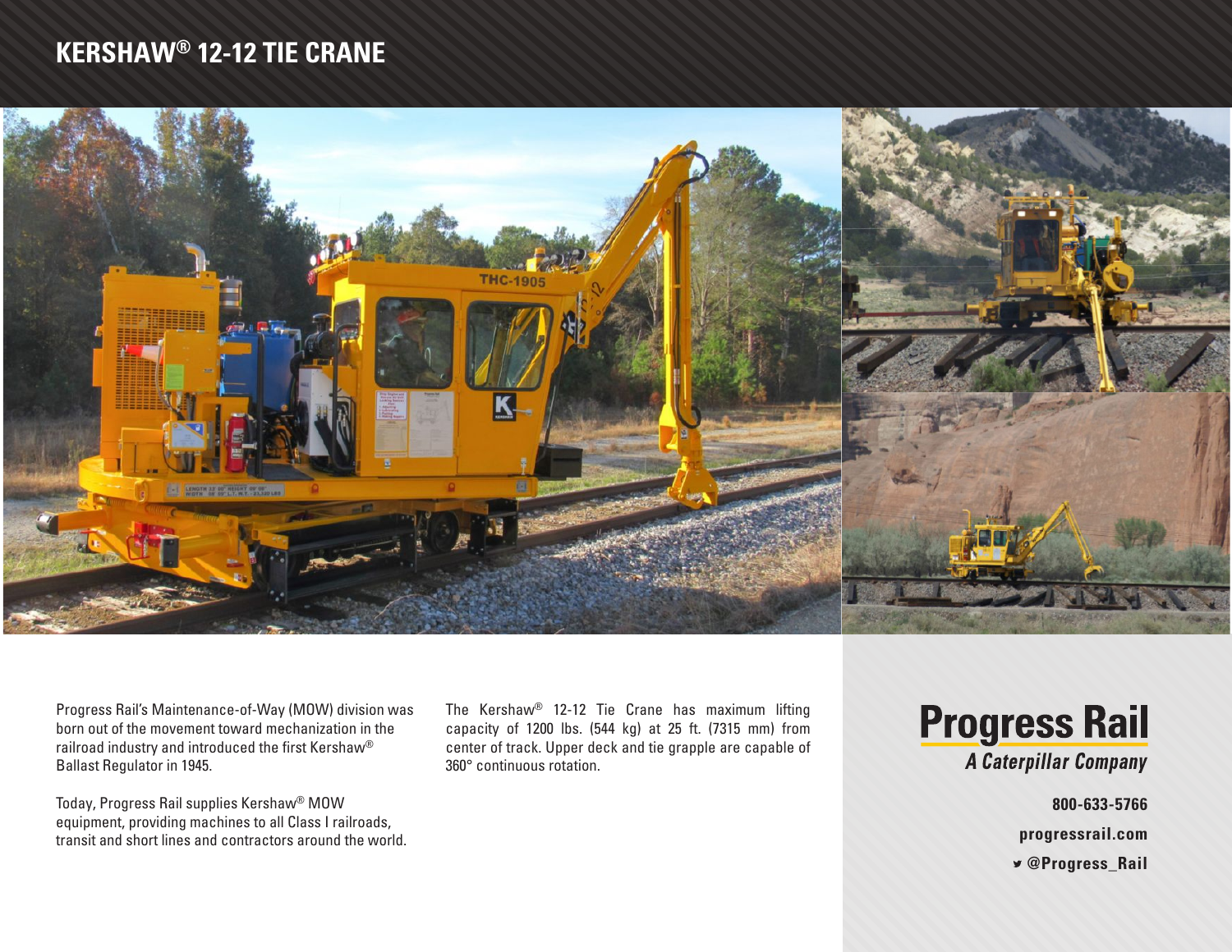# KERSHAW® 12-12 TIE CRANE

Progress Rail's Maintenance-of-Way (MOW) division was born out of the movement toward mechanization in the railroad industry and introduced the first Kershaw® Ballast Regulator in 1945.

Today, Progress Rail supplies Kershaw® MOW equipment, providing machines to all Class I railroads, transit and short lines and contractors around the world.

The Kershaw® 12-12 Tie Crane has maximum lifting capacity of 1200 lbs. (544 kg) at 25 ft. (7315 mm) from center of track. Upper deck and tie grapple are capable of 360° continuous rotation.

**Progress Rail**
*A Caterpillar Company*

**800-633-5766**

**progressrail.com**

**@Progress_Rail**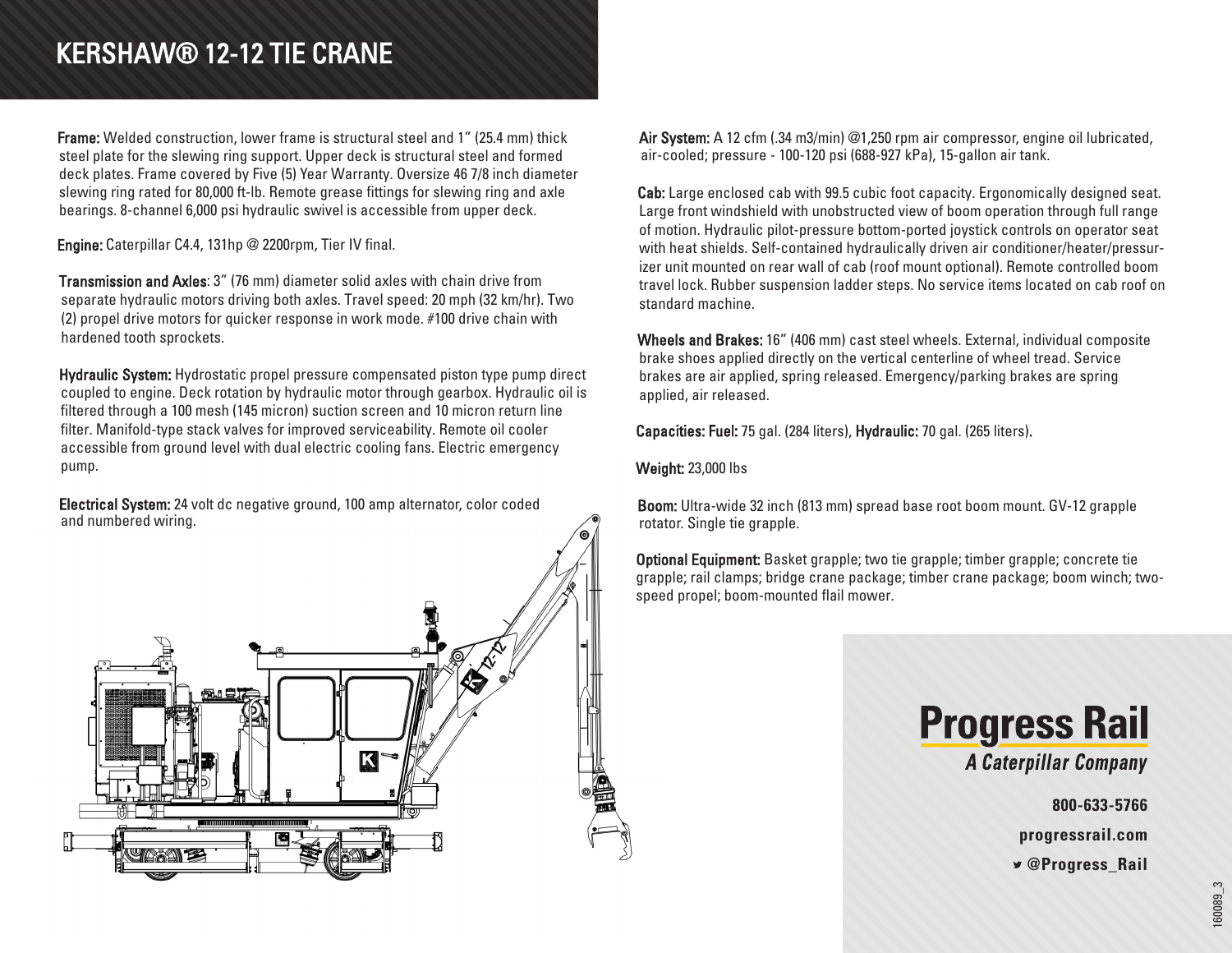# KERSHAW® 12-12 TIE CRANE

**Frame:** Welded construction, lower frame is structural steel and 1" (25.4 mm) thick steel plate for the slewing ring support. Upper deck is structural steel and formed deck plates. Frame covered by Five (5) Year Warranty. Oversize 46 7/8 inch diameter slewing ring rated for 80,000 ft-lb. Remote grease fittings for slewing ring and axle bearings. 8-channel 6,000 psi hydraulic swivel is accessible from upper deck.

**Engine:** Caterpillar C4.4, 131hp @ 2200rpm, Tier IV final.

**Transmission and Axles**: 3" (76 mm) diameter solid axles with chain drive from separate hydraulic motors driving both axles. Travel speed: 20 mph (32 km/hr). Two (2) propel drive motors for quicker response in work mode. #100 drive chain with hardened tooth sprockets.

**Hydraulic System:** Hydrostatic propel pressure compensated piston type pump direct coupled to engine. Deck rotation by hydraulic motor through gearbox. Hydraulic oil is filtered through a 100 mesh (145 micron) suction screen and 10 micron return line filter. Manifold-type stack valves for improved serviceability. Remote oil cooler accessible from ground level with dual electric cooling fans. Electric emergency pump.

**Electrical System:** 24 volt dc negative ground, 100 amp alternator, color coded and numbered wiring.

**Air System:** A 12 cfm (.34 m3/min) @1,250 rpm air compressor, engine oil lubricated, air-cooled; pressure - 100-120 psi (688-927 kPa), 15-gallon air tank.

**Cab:** Large enclosed cab with 99.5 cubic foot capacity. Ergonomically designed seat. Large front windshield with unobstructed view of boom operation through full range of motion. Hydraulic pilot-pressure bottom-ported joystick controls on operator seat with heat shields. Self-contained hydraulically driven air conditioner/heater/pressurizer unit mounted on rear wall of cab (roof mount optional). Remote controlled boom travel lock. Rubber suspension ladder steps. No service items located on cab roof on standard machine.

**Wheels and Brakes:** 16" (406 mm) cast steel wheels. External, individual composite brake shoes applied directly on the vertical centerline of wheel tread. Service brakes are air applied, spring released. Emergency/parking brakes are spring applied, air released.

**Capacities: Fuel:** 75 gal. (284 liters), **Hydraulic:** 70 gal. (265 liters).

**Weight:** 23,000 lbs

**Boom:** Ultra-wide 32 inch (813 mm) spread base root boom mount. GV-12 grapple rotator. Single tie grapple.

**Optional Equipment:** Basket grapple; two tie grapple; timber grapple; concrete tie grapple; rail clamps; bridge crane package; timber crane package; boom winch; two-speed propel; boom-mounted flail mower.

**Progress Rail**
*A Caterpillar Company*

**800-633-5766**

**progressrail.com**

**@Progress_Rail**

160089_3